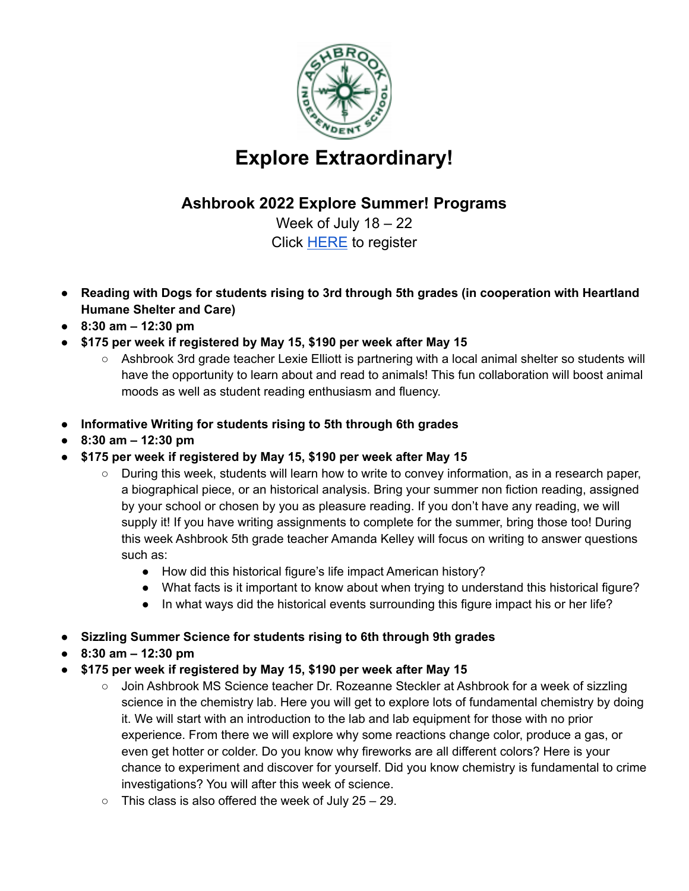# Explore Extraordinary!

## Ashbrook 2022 Explore Summer! Programs

Week of July 18 – 22

Click HERE to register

- **Reading with Dogs for students rising to 3rd through 5th grades (in cooperation with Heartland Humane Shelter and Care)**
- **8:30 am – 12:30 pm**
- **$175 per week if registered by May 15, $190 per week after May 15**
    - Ashbrook 3rd grade teacher Lexie Elliott is partnering with a local animal shelter so students will have the opportunity to learn about and read to animals! This fun collaboration will boost animal moods as well as student reading enthusiasm and fluency.

- **Informative Writing for students rising to 5th through 6th grades**
- **8:30 am – 12:30 pm**
- **$175 per week if registered by May 15, $190 per week after May 15**
    - During this week, students will learn how to write to convey information, as in a research paper, a biographical piece, or an historical analysis. Bring your summer non fiction reading, assigned by your school or chosen by you as pleasure reading. If you don't have any reading, we will supply it! If you have writing assignments to complete for the summer, bring those too! During this week Ashbrook 5th grade teacher Amanda Kelley will focus on writing to answer questions such as:
        - How did this historical figure's life impact American history?
        - What facts is it important to know about when trying to understand this historical figure?
        - In what ways did the historical events surrounding this figure impact his or her life?

- **Sizzling Summer Science for students rising to 6th through 9th grades**
- **8:30 am – 12:30 pm**
- **$175 per week if registered by May 15, $190 per week after May 15**
    - Join Ashbrook MS Science teacher Dr. Rozeanne Steckler at Ashbrook for a week of sizzling science in the chemistry lab. Here you will get to explore lots of fundamental chemistry by doing it. We will start with an introduction to the lab and lab equipment for those with no prior experience. From there we will explore why some reactions change color, produce a gas, or even get hotter or colder. Do you know why fireworks are all different colors? Here is your chance to experiment and discover for yourself. Did you know chemistry is fundamental to crime investigations? You will after this week of science.
    - This class is also offered the week of July 25 – 29.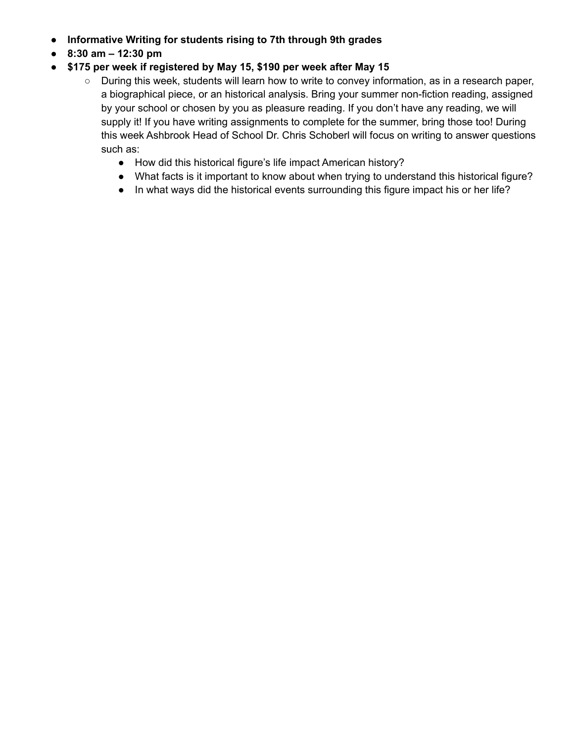- **Informative Writing for students rising to 7th through 9th grades**
- **8:30 am – 12:30 pm**
- **$175 per week if registered by May 15, $190 per week after May 15**
  - During this week, students will learn how to write to convey information, as in a research paper, a biographical piece, or an historical analysis. Bring your summer non-fiction reading, assigned by your school or chosen by you as pleasure reading. If you don't have any reading, we will supply it! If you have writing assignments to complete for the summer, bring those too! During this week Ashbrook Head of School Dr. Chris Schoberl will focus on writing to answer questions such as:
    - How did this historical figure's life impact American history?
    - What facts is it important to know about when trying to understand this historical figure?
    - In what ways did the historical events surrounding this figure impact his or her life?